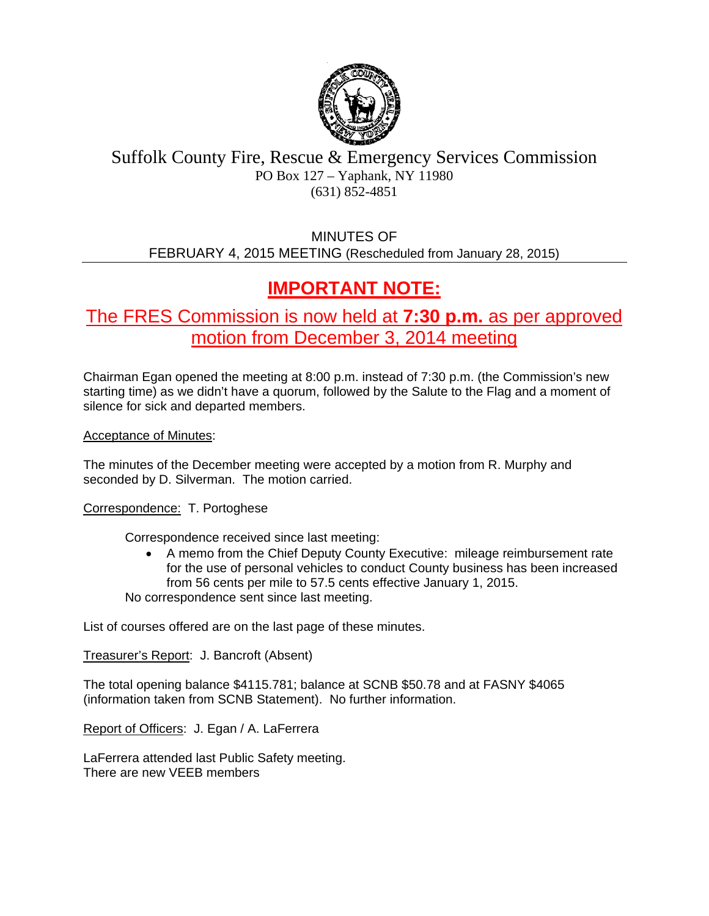# Suffolk County Fire, Rescue & Emergency Services Commission

PO Box 127 – Yaphank, NY 11980
(631) 852-4851

MINUTES OF
FEBRUARY 4, 2015 MEETING (Rescheduled from January 28, 2015)

---

## IMPORTANT NOTE:

### The FRES Commission is now held at **7:30 p.m.** as per approved motion from December 3, 2014 meeting

Chairman Egan opened the meeting at 8:00 p.m. instead of 7:30 p.m. (the Commission's new starting time) as we didn't have a quorum, followed by the Salute to the Flag and a moment of silence for sick and departed members.

Acceptance of Minutes:

The minutes of the December meeting were accepted by a motion from R. Murphy and seconded by D. Silverman. The motion carried.

Correspondence: T. Portoghese

Correspondence received since last meeting:

- A memo from the Chief Deputy County Executive: mileage reimbursement rate for the use of personal vehicles to conduct County business has been increased from 56 cents per mile to 57.5 cents effective January 1, 2015.

No correspondence sent since last meeting.

List of courses offered are on the last page of these minutes.

Treasurer's Report: J. Bancroft (Absent)

The total opening balance $4115.781; balance at SCNB $50.78 and at FASNY $4065 (information taken from SCNB Statement). No further information.

Report of Officers: J. Egan / A. LaFerrera

LaFerrera attended last Public Safety meeting.
There are new VEEB members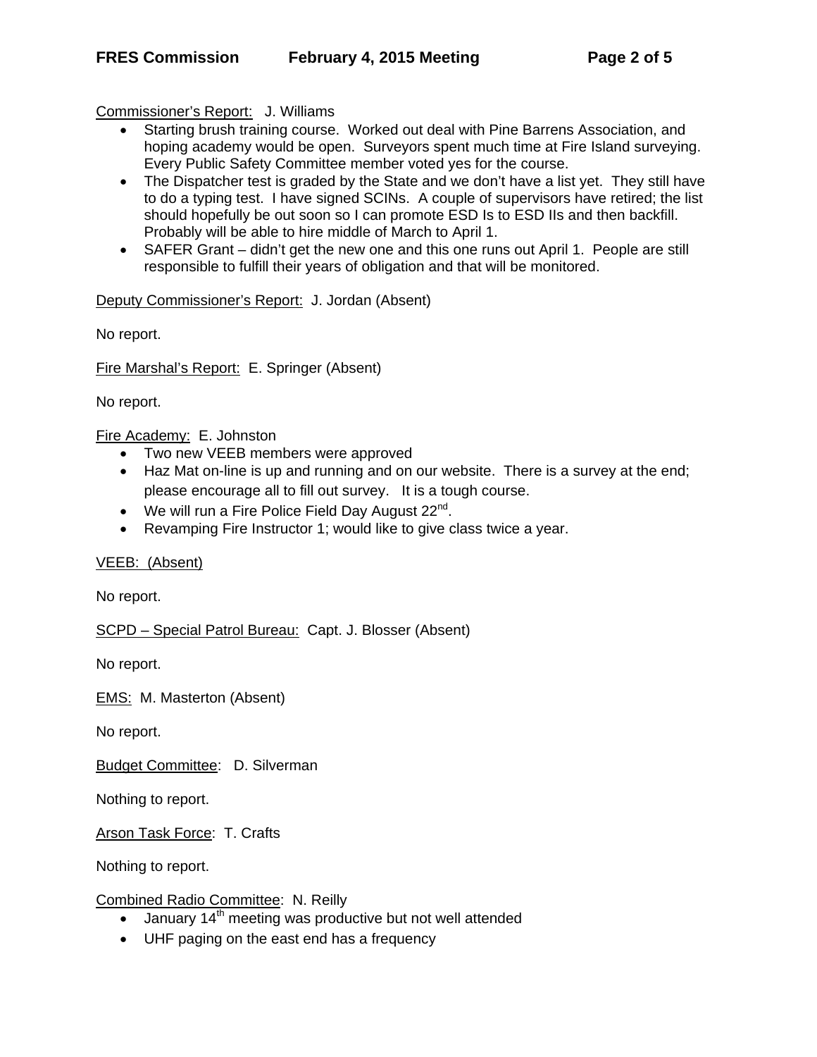Commissioner's Report: J. Williams

- Starting brush training course. Worked out deal with Pine Barrens Association, and hoping academy would be open. Surveyors spent much time at Fire Island surveying. Every Public Safety Committee member voted yes for the course.
- The Dispatcher test is graded by the State and we don't have a list yet. They still have to do a typing test. I have signed SCINs. A couple of supervisors have retired; the list should hopefully be out soon so I can promote ESD Is to ESD IIs and then backfill. Probably will be able to hire middle of March to April 1.
- SAFER Grant – didn't get the new one and this one runs out April 1. People are still responsible to fulfill their years of obligation and that will be monitored.

Deputy Commissioner's Report: J. Jordan (Absent)

No report.

Fire Marshal's Report: E. Springer (Absent)

No report.

Fire Academy: E. Johnston

- Two new VEEB members were approved
- Haz Mat on-line is up and running and on our website. There is a survey at the end; please encourage all to fill out survey. It is a tough course.
- We will run a Fire Police Field Day August 22nd.
- Revamping Fire Instructor 1; would like to give class twice a year.

VEEB: (Absent)

No report.

SCPD – Special Patrol Bureau: Capt. J. Blosser (Absent)

No report.

EMS: M. Masterton (Absent)

No report.

Budget Committee: D. Silverman

Nothing to report.

Arson Task Force: T. Crafts

Nothing to report.

Combined Radio Committee: N. Reilly

- January 14th meeting was productive but not well attended
- UHF paging on the east end has a frequency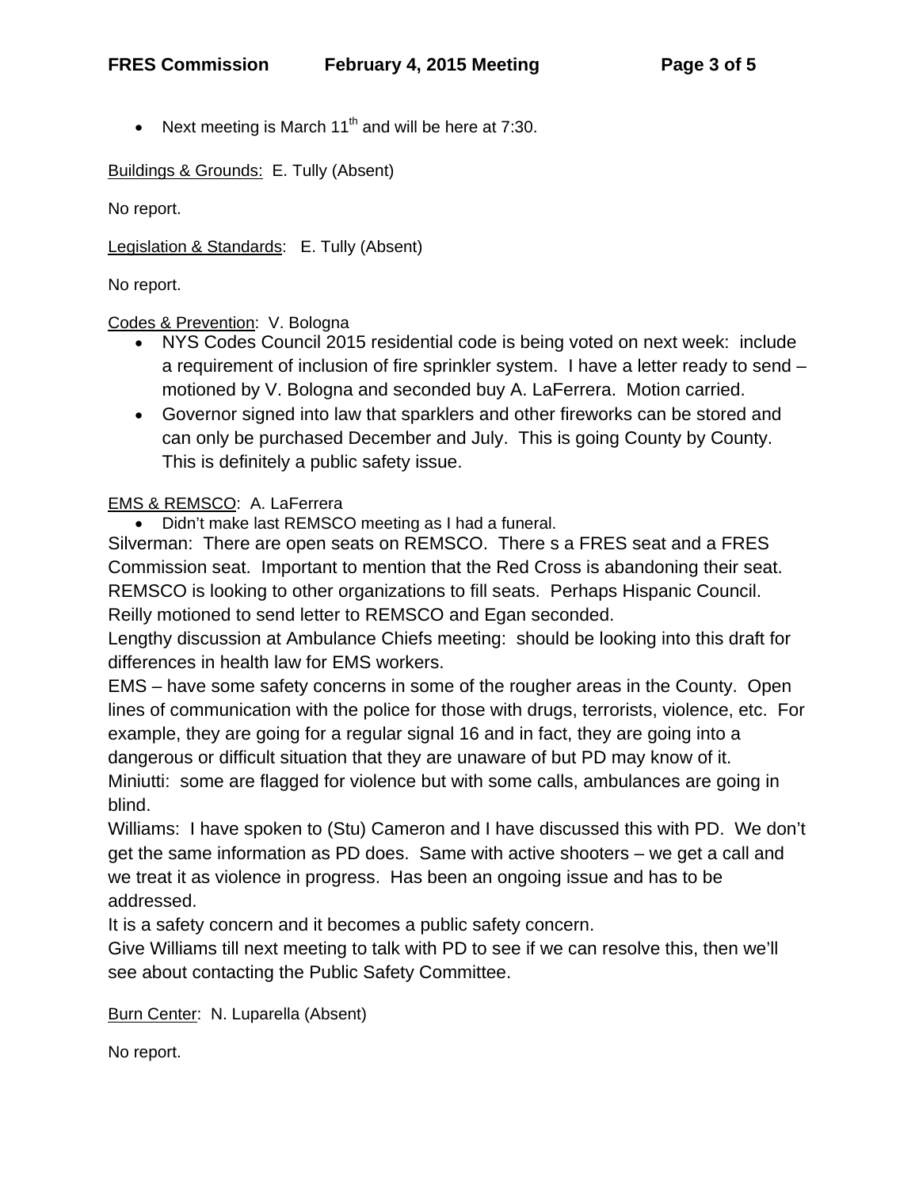- Next meeting is March 11th and will be here at 7:30.

Buildings & Grounds: E. Tully (Absent)

No report.

Legislation & Standards: E. Tully (Absent)

No report.

Codes & Prevention: V. Bologna

- NYS Codes Council 2015 residential code is being voted on next week: include a requirement of inclusion of fire sprinkler system. I have a letter ready to send – motioned by V. Bologna and seconded buy A. LaFerrera. Motion carried.
- Governor signed into law that sparklers and other fireworks can be stored and can only be purchased December and July. This is going County by County. This is definitely a public safety issue.

EMS & REMSCO: A. LaFerrera

- Didn't make last REMSCO meeting as I had a funeral.

Silverman: There are open seats on REMSCO. There s a FRES seat and a FRES Commission seat. Important to mention that the Red Cross is abandoning their seat. REMSCO is looking to other organizations to fill seats. Perhaps Hispanic Council. Reilly motioned to send letter to REMSCO and Egan seconded.

Lengthy discussion at Ambulance Chiefs meeting: should be looking into this draft for differences in health law for EMS workers.

EMS – have some safety concerns in some of the rougher areas in the County. Open lines of communication with the police for those with drugs, terrorists, violence, etc. For example, they are going for a regular signal 16 and in fact, they are going into a dangerous or difficult situation that they are unaware of but PD may know of it.

Miniutti: some are flagged for violence but with some calls, ambulances are going in blind.

Williams: I have spoken to (Stu) Cameron and I have discussed this with PD. We don't get the same information as PD does. Same with active shooters – we get a call and we treat it as violence in progress. Has been an ongoing issue and has to be addressed.

It is a safety concern and it becomes a public safety concern.

Give Williams till next meeting to talk with PD to see if we can resolve this, then we'll see about contacting the Public Safety Committee.

Burn Center: N. Luparella (Absent)

No report.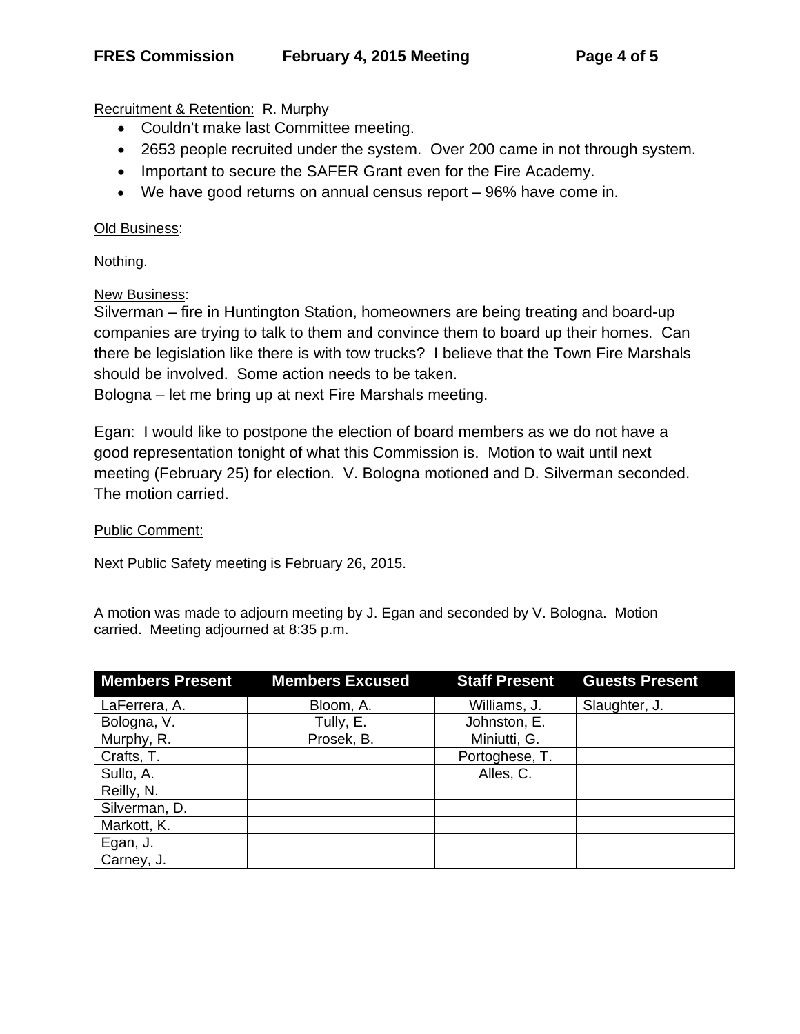Recruitment & Retention: R. Murphy

- Couldn't make last Committee meeting.
- 2653 people recruited under the system. Over 200 came in not through system.
- Important to secure the SAFER Grant even for the Fire Academy.
- We have good returns on annual census report – 96% have come in.

Old Business:

Nothing.

New Business:

Silverman – fire in Huntington Station, homeowners are being treating and board-up companies are trying to talk to them and convince them to board up their homes. Can there be legislation like there is with tow trucks? I believe that the Town Fire Marshals should be involved. Some action needs to be taken.

Bologna – let me bring up at next Fire Marshals meeting.

Egan: I would like to postpone the election of board members as we do not have a good representation tonight of what this Commission is. Motion to wait until next meeting (February 25) for election. V. Bologna motioned and D. Silverman seconded. The motion carried.

Public Comment:

Next Public Safety meeting is February 26, 2015.

A motion was made to adjourn meeting by J. Egan and seconded by V. Bologna. Motion carried. Meeting adjourned at 8:35 p.m.

| Members Present | Members Excused | Staff Present | Guests Present |
|---|---|---|---|
| LaFerrera, A. | Bloom, A. | Williams, J. | Slaughter, J. |
| Bologna, V. | Tully, E. | Johnston, E. | |
| Murphy, R. | Prosek, B. | Miniutti, G. | |
| Crafts, T. | | Portoghese, T. | |
| Sullo, A. | | Alles, C. | |
| Reilly, N. | | | |
| Silverman, D. | | | |
| Markott, K. | | | |
| Egan, J. | | | |
| Carney, J. | | | |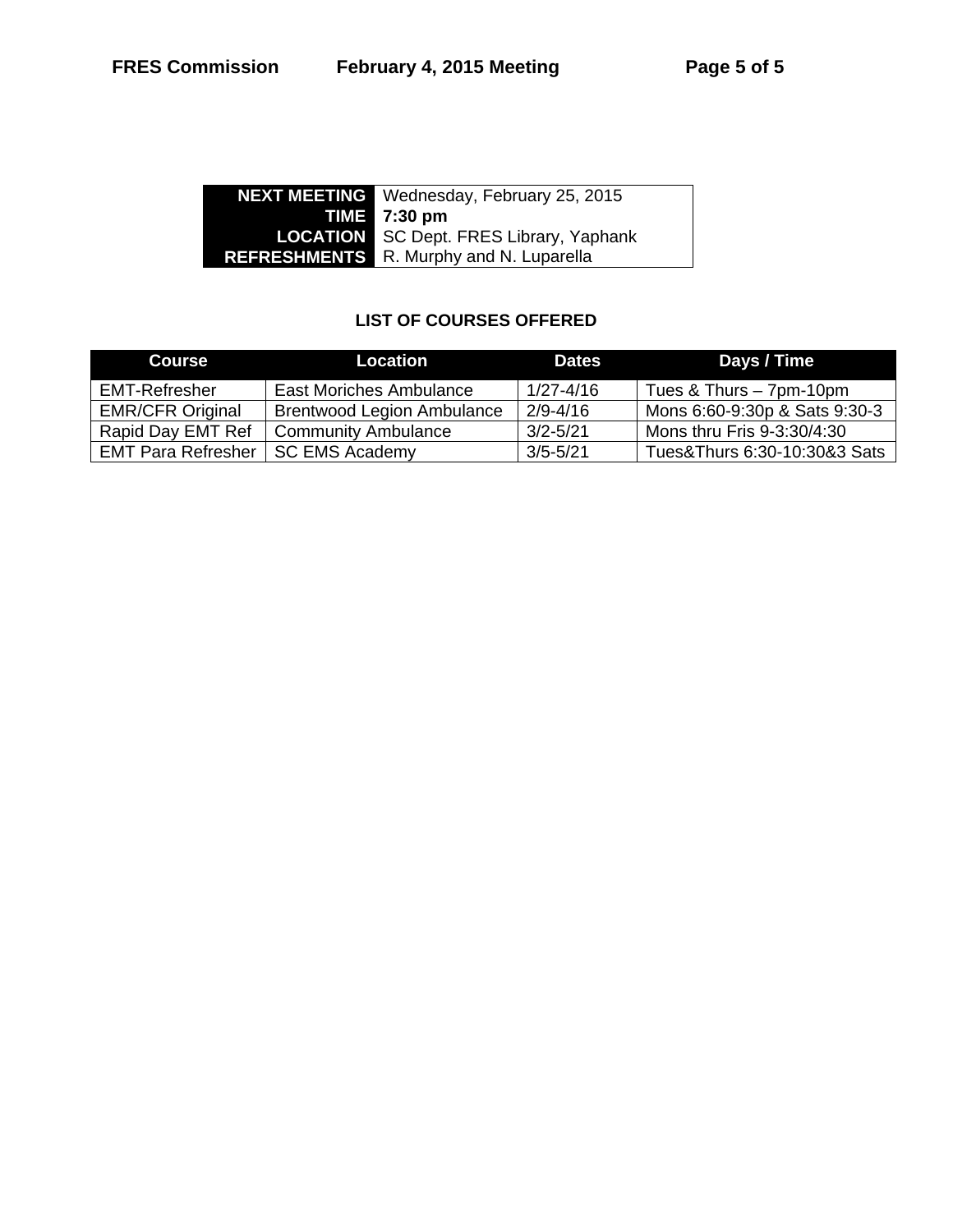| | |
|---|---|
| **NEXT MEETING** | Wednesday, February 25, 2015 |
| **TIME** | **7:30 pm** |
| **LOCATION** | SC Dept. FRES Library, Yaphank |
| **REFRESHMENTS** | R. Murphy and N. Luparella |

## LIST OF COURSES OFFERED

| Course | Location | Dates | Days / Time |
|---|---|---|---|
| EMT-Refresher | East Moriches Ambulance | 1/27-4/16 | Tues & Thurs – 7pm-10pm |
| EMR/CFR Original | Brentwood Legion Ambulance | 2/9-4/16 | Mons 6:60-9:30p & Sats 9:30-3 |
| Rapid Day EMT Ref | Community Ambulance | 3/2-5/21 | Mons thru Fris 9-3:30/4:30 |
| EMT Para Refresher | SC EMS Academy | 3/5-5/21 | Tues&Thurs 6:30-10:30&3 Sats |